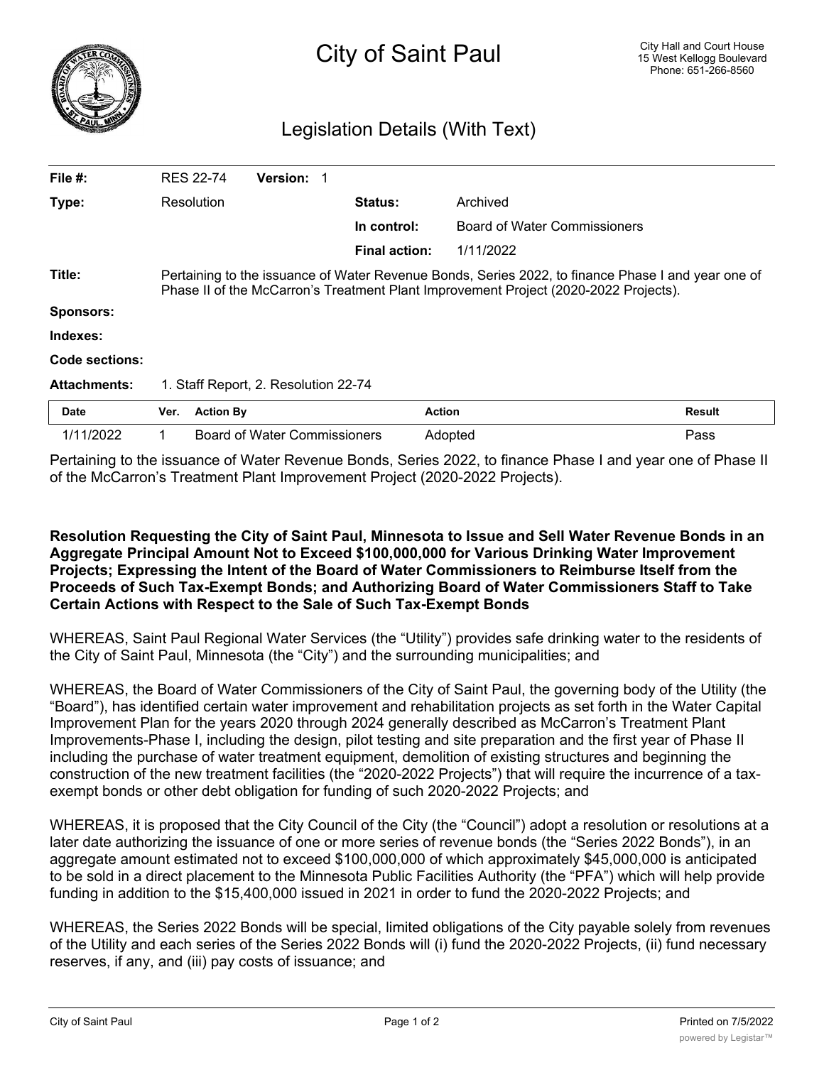# City of Saint Paul

City Hall and Court House
15 West Kellogg Boulevard
Phone: 651-266-8560

## Legislation Details (With Text)

| | | | |
|---|---|---|---|
| **File #:** | RES 22-74 **Version:** 1 | | |
| **Type:** | Resolution | **Status:** | Archived |
| | | **In control:** | Board of Water Commissioners |
| | | **Final action:** | 1/11/2022 |

**Title:** Pertaining to the issuance of Water Revenue Bonds, Series 2022, to finance Phase I and year one of Phase II of the McCarron's Treatment Plant Improvement Project (2020-2022 Projects).

**Sponsors:**

**Indexes:**

**Code sections:**

**Attachments:** 1. Staff Report, 2. Resolution 22-74

| Date | Ver. | Action By | Action | Result |
|---|---|---|---|---|
| 1/11/2022 | 1 | Board of Water Commissioners | Adopted | Pass |

Pertaining to the issuance of Water Revenue Bonds, Series 2022, to finance Phase I and year one of Phase II of the McCarron's Treatment Plant Improvement Project (2020-2022 Projects).

**Resolution Requesting the City of Saint Paul, Minnesota to Issue and Sell Water Revenue Bonds in an Aggregate Principal Amount Not to Exceed $100,000,000 for Various Drinking Water Improvement Projects; Expressing the Intent of the Board of Water Commissioners to Reimburse Itself from the Proceeds of Such Tax-Exempt Bonds; and Authorizing Board of Water Commissioners Staff to Take Certain Actions with Respect to the Sale of Such Tax-Exempt Bonds**

WHEREAS, Saint Paul Regional Water Services (the "Utility") provides safe drinking water to the residents of the City of Saint Paul, Minnesota (the "City") and the surrounding municipalities; and

WHEREAS, the Board of Water Commissioners of the City of Saint Paul, the governing body of the Utility (the "Board"), has identified certain water improvement and rehabilitation projects as set forth in the Water Capital Improvement Plan for the years 2020 through 2024 generally described as McCarron's Treatment Plant Improvements-Phase I, including the design, pilot testing and site preparation and the first year of Phase II including the purchase of water treatment equipment, demolition of existing structures and beginning the construction of the new treatment facilities (the "2020-2022 Projects") that will require the incurrence of a tax-exempt bonds or other debt obligation for funding of such 2020-2022 Projects; and

WHEREAS, it is proposed that the City Council of the City (the "Council") adopt a resolution or resolutions at a later date authorizing the issuance of one or more series of revenue bonds (the "Series 2022 Bonds"), in an aggregate amount estimated not to exceed $100,000,000 of which approximately $45,000,000 is anticipated to be sold in a direct placement to the Minnesota Public Facilities Authority (the "PFA") which will help provide funding in addition to the $15,400,000 issued in 2021 in order to fund the 2020-2022 Projects; and

WHEREAS, the Series 2022 Bonds will be special, limited obligations of the City payable solely from revenues of the Utility and each series of the Series 2022 Bonds will (i) fund the 2020-2022 Projects, (ii) fund necessary reserves, if any, and (iii) pay costs of issuance; and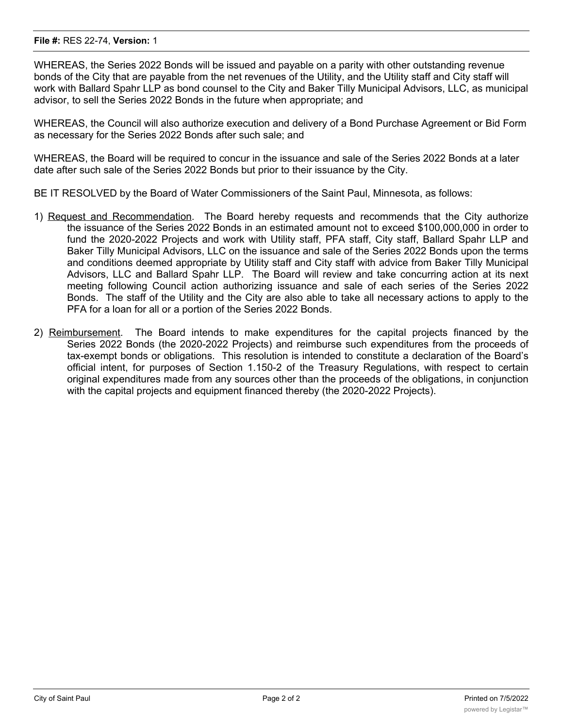WHEREAS, the Series 2022 Bonds will be issued and payable on a parity with other outstanding revenue bonds of the City that are payable from the net revenues of the Utility, and the Utility staff and City staff will work with Ballard Spahr LLP as bond counsel to the City and Baker Tilly Municipal Advisors, LLC, as municipal advisor, to sell the Series 2022 Bonds in the future when appropriate; and

WHEREAS, the Council will also authorize execution and delivery of a Bond Purchase Agreement or Bid Form as necessary for the Series 2022 Bonds after such sale; and

WHEREAS, the Board will be required to concur in the issuance and sale of the Series 2022 Bonds at a later date after such sale of the Series 2022 Bonds but prior to their issuance by the City.

BE IT RESOLVED by the Board of Water Commissioners of the Saint Paul, Minnesota, as follows:

1) Request and Recommendation. The Board hereby requests and recommends that the City authorize the issuance of the Series 2022 Bonds in an estimated amount not to exceed $100,000,000 in order to fund the 2020-2022 Projects and work with Utility staff, PFA staff, City staff, Ballard Spahr LLP and Baker Tilly Municipal Advisors, LLC on the issuance and sale of the Series 2022 Bonds upon the terms and conditions deemed appropriate by Utility staff and City staff with advice from Baker Tilly Municipal Advisors, LLC and Ballard Spahr LLP. The Board will review and take concurring action at its next meeting following Council action authorizing issuance and sale of each series of the Series 2022 Bonds. The staff of the Utility and the City are also able to take all necessary actions to apply to the PFA for a loan for all or a portion of the Series 2022 Bonds.

2) Reimbursement. The Board intends to make expenditures for the capital projects financed by the Series 2022 Bonds (the 2020-2022 Projects) and reimburse such expenditures from the proceeds of tax-exempt bonds or obligations. This resolution is intended to constitute a declaration of the Board's official intent, for purposes of Section 1.150-2 of the Treasury Regulations, with respect to certain original expenditures made from any sources other than the proceeds of the obligations, in conjunction with the capital projects and equipment financed thereby (the 2020-2022 Projects).